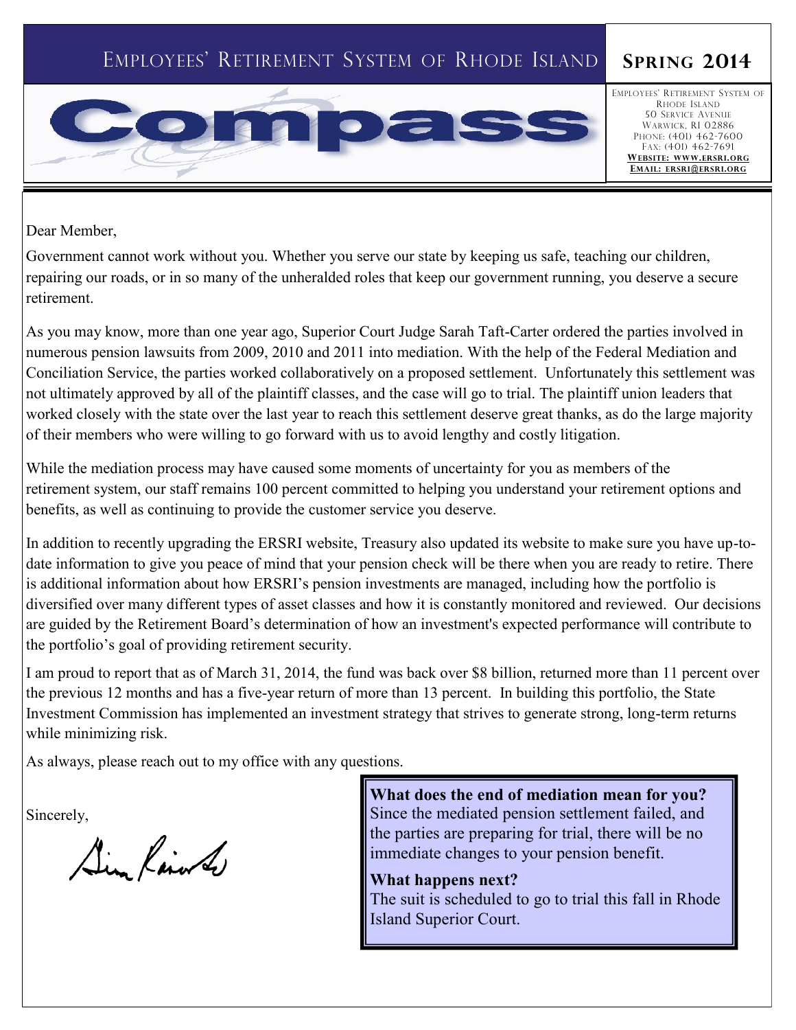# EMPLOYEES' RETIREMENT SYSTEM OF RHODE ISLAND

**SPRING 2014**

# Compass

EMPLOYEES' RETIREMENT SYSTEM OF RHODE ISLAND
50 SERVICE AVENUE
WARWICK, RI 02886
PHONE: (401) 462-7600
FAX: (401) 462-7691
**WEBSITE: WWW.ERSRI.ORG**
**EMAIL: ERSRI@ERSRI.ORG**

Dear Member,

Government cannot work without you. Whether you serve our state by keeping us safe, teaching our children, repairing our roads, or in so many of the unheralded roles that keep our government running, you deserve a secure retirement.

As you may know, more than one year ago, Superior Court Judge Sarah Taft-Carter ordered the parties involved in numerous pension lawsuits from 2009, 2010 and 2011 into mediation. With the help of the Federal Mediation and Conciliation Service, the parties worked collaboratively on a proposed settlement. Unfortunately this settlement was not ultimately approved by all of the plaintiff classes, and the case will go to trial. The plaintiff union leaders that worked closely with the state over the last year to reach this settlement deserve great thanks, as do the large majority of their members who were willing to go forward with us to avoid lengthy and costly litigation.

While the mediation process may have caused some moments of uncertainty for you as members of the retirement system, our staff remains 100 percent committed to helping you understand your retirement options and benefits, as well as continuing to provide the customer service you deserve.

In addition to recently upgrading the ERSRI website, Treasury also updated its website to make sure you have up-to-date information to give you peace of mind that your pension check will be there when you are ready to retire. There is additional information about how ERSRI's pension investments are managed, including how the portfolio is diversified over many different types of asset classes and how it is constantly monitored and reviewed. Our decisions are guided by the Retirement Board's determination of how an investment's expected performance will contribute to the portfolio's goal of providing retirement security.

I am proud to report that as of March 31, 2014, the fund was back over $8 billion, returned more than 11 percent over the previous 12 months and has a five-year return of more than 13 percent. In building this portfolio, the State Investment Commission has implemented an investment strategy that strives to generate strong, long-term returns while minimizing risk.

As always, please reach out to my office with any questions.

Sincerely,

**What does the end of mediation mean for you?**
Since the mediated pension settlement failed, and the parties are preparing for trial, there will be no immediate changes to your pension benefit.

**What happens next?**
The suit is scheduled to go to trial this fall in Rhode Island Superior Court.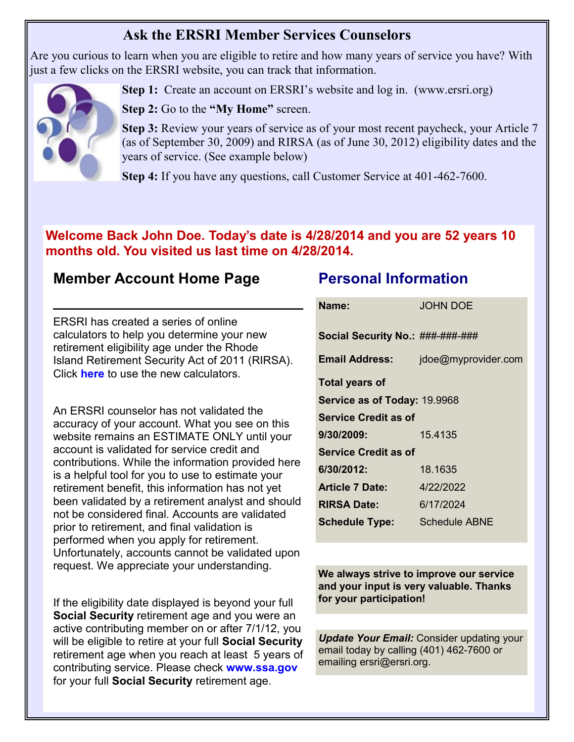## Ask the ERSRI Member Services Counselors

Are you curious to learn when you are eligible to retire and how many years of service you have? With just a few clicks on the ERSRI website, you can track that information.

**Step 1:** Create an account on ERSRI's website and log in. (www.ersri.org)

**Step 2:** Go to the **"My Home"** screen.

**Step 3:** Review your years of service as of your most recent paycheck, your Article 7 (as of September 30, 2009) and RIRSA (as of June 30, 2012) eligibility dates and the years of service. (See example below)

**Step 4:** If you have any questions, call Customer Service at 401-462-7600.

**Welcome Back John Doe. Today's date is 4/28/2014 and you are 52 years 10 months old. You visited us last time on 4/28/2014.**

### Member Account Home Page

ERSRI has created a series of online calculators to help you determine your new retirement eligibility age under the Rhode Island Retirement Security Act of 2011 (RIRSA). Click **here** to use the new calculators.

An ERSRI counselor has not validated the accuracy of your account. What you see on this website remains an ESTIMATE ONLY until your account is validated for service credit and contributions. While the information provided here is a helpful tool for you to use to estimate your retirement benefit, this information has not yet been validated by a retirement analyst and should not be considered final. Accounts are validated prior to retirement, and final validation is performed when you apply for retirement. Unfortunately, accounts cannot be validated upon request. We appreciate your understanding.

If the eligibility date displayed is beyond your full **Social Security** retirement age and you were an active contributing member on or after 7/1/12, you will be eligible to retire at your full **Social Security** retirement age when you reach at least 5 years of contributing service. Please check **www.ssa.gov** for your full **Social Security** retirement age.

### Personal Information

| | |
|---|---|
| **Name:** | JOHN DOE |
| **Social Security No.:** | ###-###-### |
| **Email Address:** | jdoe@myprovider.com |
| **Total years of Service as of Today:** | 19.9968 |
| **Service Credit as of 9/30/2009:** | 15.4135 |
| **Service Credit as of 6/30/2012:** | 18.1635 |
| **Article 7 Date:** | 4/22/2022 |
| **RIRSA Date:** | 6/17/2024 |
| **Schedule Type:** | Schedule ABNE |

**We always strive to improve our service and your input is very valuable. Thanks for your participation!**

***Update Your Email:*** Consider updating your email today by calling (401) 462-7600 or emailing ersri@ersri.org.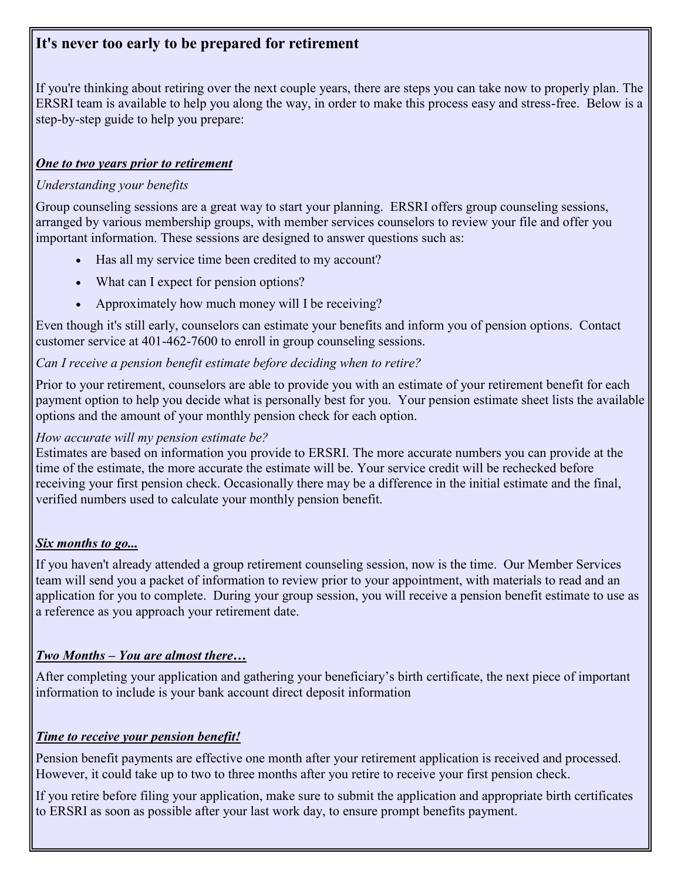## It's never too early to be prepared for retirement

If you're thinking about retiring over the next couple years, there are steps you can take now to properly plan. The ERSRI team is available to help you along the way, in order to make this process easy and stress-free. Below is a step-by-step guide to help you prepare:

### ***One to two years prior to retirement***

*Understanding your benefits*

Group counseling sessions are a great way to start your planning. ERSRI offers group counseling sessions, arranged by various membership groups, with member services counselors to review your file and offer you important information. These sessions are designed to answer questions such as:

- Has all my service time been credited to my account?
- What can I expect for pension options?
- Approximately how much money will I be receiving?

Even though it's still early, counselors can estimate your benefits and inform you of pension options. Contact customer service at 401-462-7600 to enroll in group counseling sessions.

*Can I receive a pension benefit estimate before deciding when to retire?*

Prior to your retirement, counselors are able to provide you with an estimate of your retirement benefit for each payment option to help you decide what is personally best for you. Your pension estimate sheet lists the available options and the amount of your monthly pension check for each option.

*How accurate will my pension estimate be?*

Estimates are based on information you provide to ERSRI. The more accurate numbers you can provide at the time of the estimate, the more accurate the estimate will be. Your service credit will be rechecked before receiving your first pension check. Occasionally there may be a difference in the initial estimate and the final, verified numbers used to calculate your monthly pension benefit.

### ***Six months to go...***

If you haven't already attended a group retirement counseling session, now is the time. Our Member Services team will send you a packet of information to review prior to your appointment, with materials to read and an application for you to complete. During your group session, you will receive a pension benefit estimate to use as a reference as you approach your retirement date.

### ***Two Months – You are almost there…***

After completing your application and gathering your beneficiary's birth certificate, the next piece of important information to include is your bank account direct deposit information

### ***Time to receive your pension benefit!***

Pension benefit payments are effective one month after your retirement application is received and processed. However, it could take up to two to three months after you retire to receive your first pension check.

If you retire before filing your application, make sure to submit the application and appropriate birth certificates to ERSRI as soon as possible after your last work day, to ensure prompt benefits payment.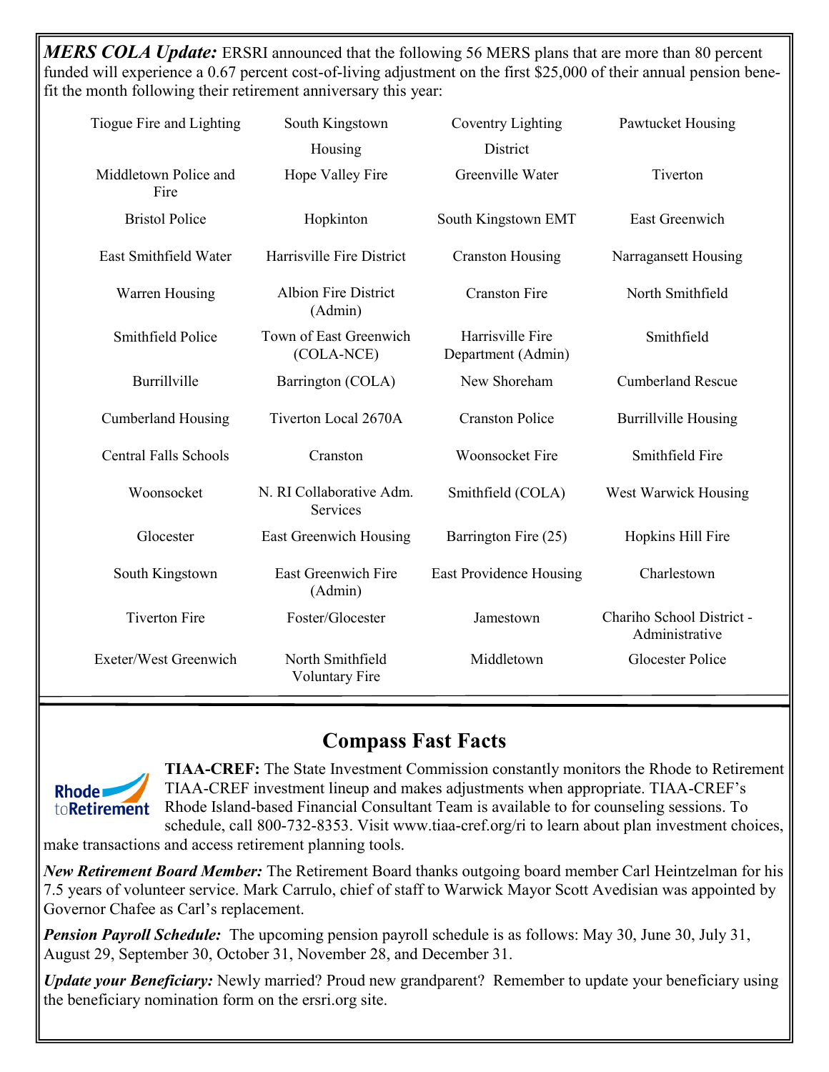***MERS COLA Update:*** ERSRI announced that the following 56 MERS plans that are more than 80 percent funded will experience a 0.67 percent cost-of-living adjustment on the first $25,000 of their annual pension benefit the month following their retirement anniversary this year:

| | | | |
|---|---|---|---|
| Tiogue Fire and Lighting | South Kingstown Housing | Coventry Lighting District | Pawtucket Housing |
| Middletown Police and Fire | Hope Valley Fire | Greenville Water | Tiverton |
| Bristol Police | Hopkinton | South Kingstown EMT | East Greenwich |
| East Smithfield Water | Harrisville Fire District | Cranston Housing | Narragansett Housing |
| Warren Housing | Albion Fire District (Admin) | Cranston Fire | North Smithfield |
| Smithfield Police | Town of East Greenwich (COLA-NCE) | Harrisville Fire Department (Admin) | Smithfield |
| Burrillville | Barrington (COLA) | New Shoreham | Cumberland Rescue |
| Cumberland Housing | Tiverton Local 2670A | Cranston Police | Burrillville Housing |
| Central Falls Schools | Cranston | Woonsocket Fire | Smithfield Fire |
| Woonsocket | N. RI Collaborative Adm. Services | Smithfield (COLA) | West Warwick Housing |
| Glocester | East Greenwich Housing | Barrington Fire (25) | Hopkins Hill Fire |
| South Kingstown | East Greenwich Fire (Admin) | East Providence Housing | Charlestown |
| Tiverton Fire | Foster/Glocester | Jamestown | Chariho School District - Administrative |
| Exeter/West Greenwich | North Smithfield Voluntary Fire | Middletown | Glocester Police |

## Compass Fast Facts

Rhode toRetirement

**TIAA-CREF:** The State Investment Commission constantly monitors the Rhode to Retirement TIAA-CREF investment lineup and makes adjustments when appropriate. TIAA-CREF's Rhode Island-based Financial Consultant Team is available to for counseling sessions. To schedule, call 800-732-8353. Visit www.tiaa-cref.org/ri to learn about plan investment choices, make transactions and access retirement planning tools.

***New Retirement Board Member:*** The Retirement Board thanks outgoing board member Carl Heintzelman for his 7.5 years of volunteer service. Mark Carrulo, chief of staff to Warwick Mayor Scott Avedisian was appointed by Governor Chafee as Carl's replacement.

***Pension Payroll Schedule:*** The upcoming pension payroll schedule is as follows: May 30, June 30, July 31, August 29, September 30, October 31, November 28, and December 31.

***Update your Beneficiary:*** Newly married? Proud new grandparent? Remember to update your beneficiary using the beneficiary nomination form on the ersri.org site.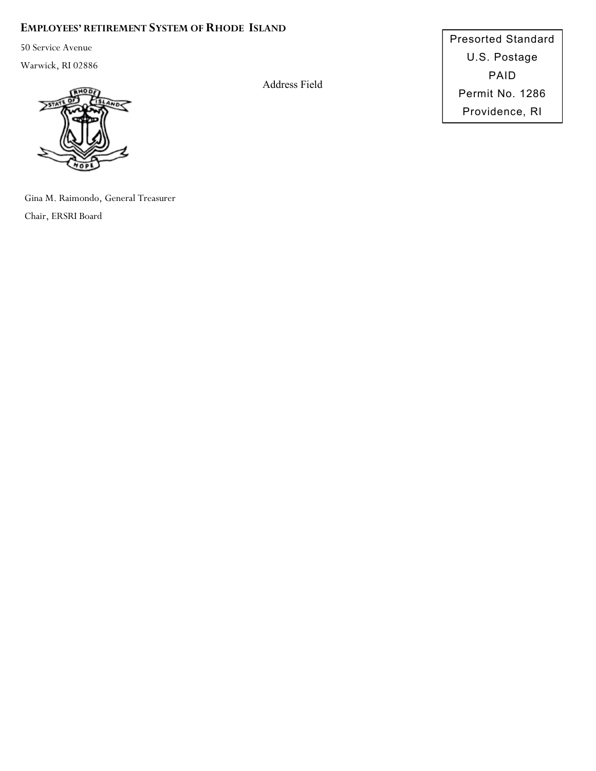**EMPLOYEES' RETIREMENT SYSTEM OF RHODE ISLAND**

50 Service Avenue

Warwick, RI 02886

Address Field

Presorted Standard
U.S. Postage
PAID
Permit No. 1286
Providence, RI

Gina M. Raimondo, General Treasurer

Chair, ERSRI Board